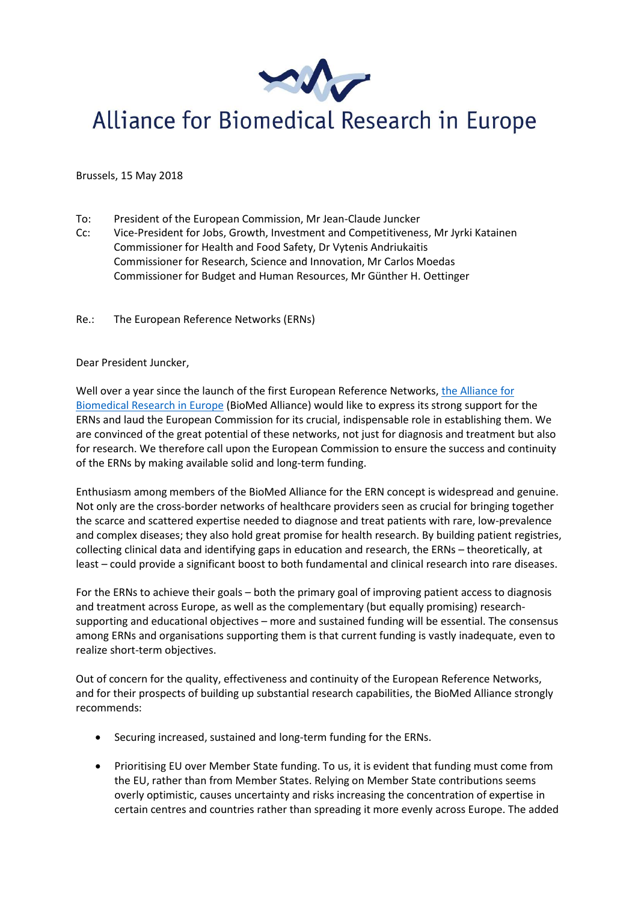# Alliance for Biomedical Research in Europe

Brussels, 15 May 2018

To: President of the European Commission, Mr Jean-Claude Juncker
Cc: Vice-President for Jobs, Growth, Investment and Competitiveness, Mr Jyrki Katainen
Commissioner for Health and Food Safety, Dr Vytenis Andriukaitis
Commissioner for Research, Science and Innovation, Mr Carlos Moedas
Commissioner for Budget and Human Resources, Mr Günther H. Oettinger

Re.: The European Reference Networks (ERNs)

Dear President Juncker,

Well over a year since the launch of the first European Reference Networks, the Alliance for Biomedical Research in Europe (BioMed Alliance) would like to express its strong support for the ERNs and laud the European Commission for its crucial, indispensable role in establishing them. We are convinced of the great potential of these networks, not just for diagnosis and treatment but also for research. We therefore call upon the European Commission to ensure the success and continuity of the ERNs by making available solid and long-term funding.

Enthusiasm among members of the BioMed Alliance for the ERN concept is widespread and genuine. Not only are the cross-border networks of healthcare providers seen as crucial for bringing together the scarce and scattered expertise needed to diagnose and treat patients with rare, low-prevalence and complex diseases; they also hold great promise for health research. By building patient registries, collecting clinical data and identifying gaps in education and research, the ERNs – theoretically, at least – could provide a significant boost to both fundamental and clinical research into rare diseases.

For the ERNs to achieve their goals – both the primary goal of improving patient access to diagnosis and treatment across Europe, as well as the complementary (but equally promising) research-supporting and educational objectives – more and sustained funding will be essential. The consensus among ERNs and organisations supporting them is that current funding is vastly inadequate, even to realize short-term objectives.

Out of concern for the quality, effectiveness and continuity of the European Reference Networks, and for their prospects of building up substantial research capabilities, the BioMed Alliance strongly recommends:

- Securing increased, sustained and long-term funding for the ERNs.
- Prioritising EU over Member State funding. To us, it is evident that funding must come from the EU, rather than from Member States. Relying on Member State contributions seems overly optimistic, causes uncertainty and risks increasing the concentration of expertise in certain centres and countries rather than spreading it more evenly across Europe. The added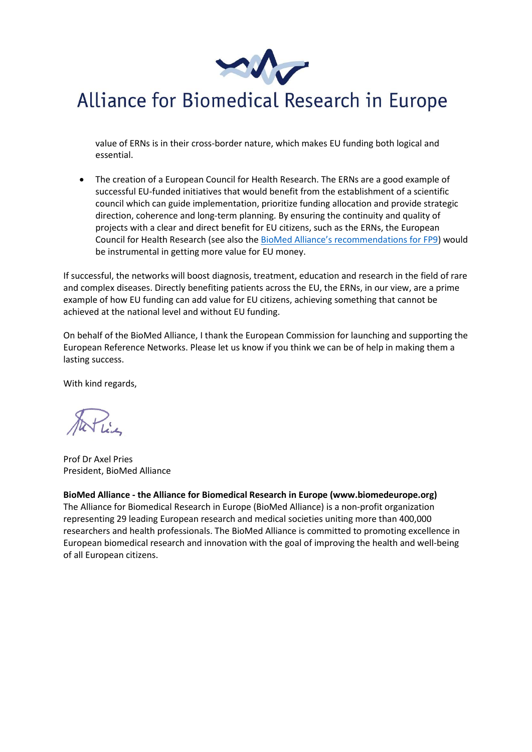value of ERNs is in their cross-border nature, which makes EU funding both logical and essential.

- The creation of a European Council for Health Research. The ERNs are a good example of successful EU-funded initiatives that would benefit from the establishment of a scientific council which can guide implementation, prioritize funding allocation and provide strategic direction, coherence and long-term planning. By ensuring the continuity and quality of projects with a clear and direct benefit for EU citizens, such as the ERNs, the European Council for Health Research (see also the BioMed Alliance's recommendations for FP9) would be instrumental in getting more value for EU money.

If successful, the networks will boost diagnosis, treatment, education and research in the field of rare and complex diseases. Directly benefiting patients across the EU, the ERNs, in our view, are a prime example of how EU funding can add value for EU citizens, achieving something that cannot be achieved at the national level and without EU funding.

On behalf of the BioMed Alliance, I thank the European Commission for launching and supporting the European Reference Networks. Please let us know if you think we can be of help in making them a lasting success.

With kind regards,

Prof Dr Axel Pries
President, BioMed Alliance

**BioMed Alliance - the Alliance for Biomedical Research in Europe (www.biomedeurope.org)**
The Alliance for Biomedical Research in Europe (BioMed Alliance) is a non-profit organization representing 29 leading European research and medical societies uniting more than 400,000 researchers and health professionals. The BioMed Alliance is committed to promoting excellence in European biomedical research and innovation with the goal of improving the health and well-being of all European citizens.